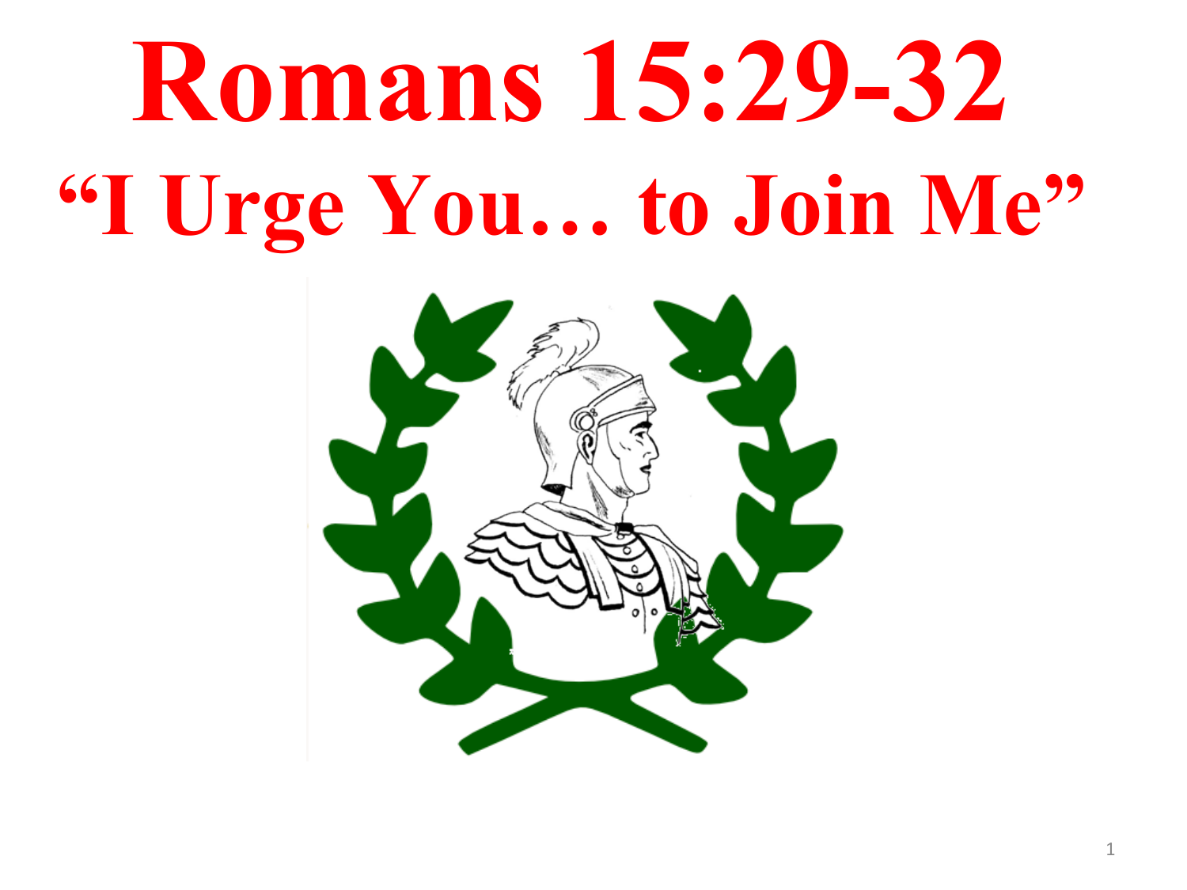# Romans 15:29-32

## "I Urge You… to Join Me"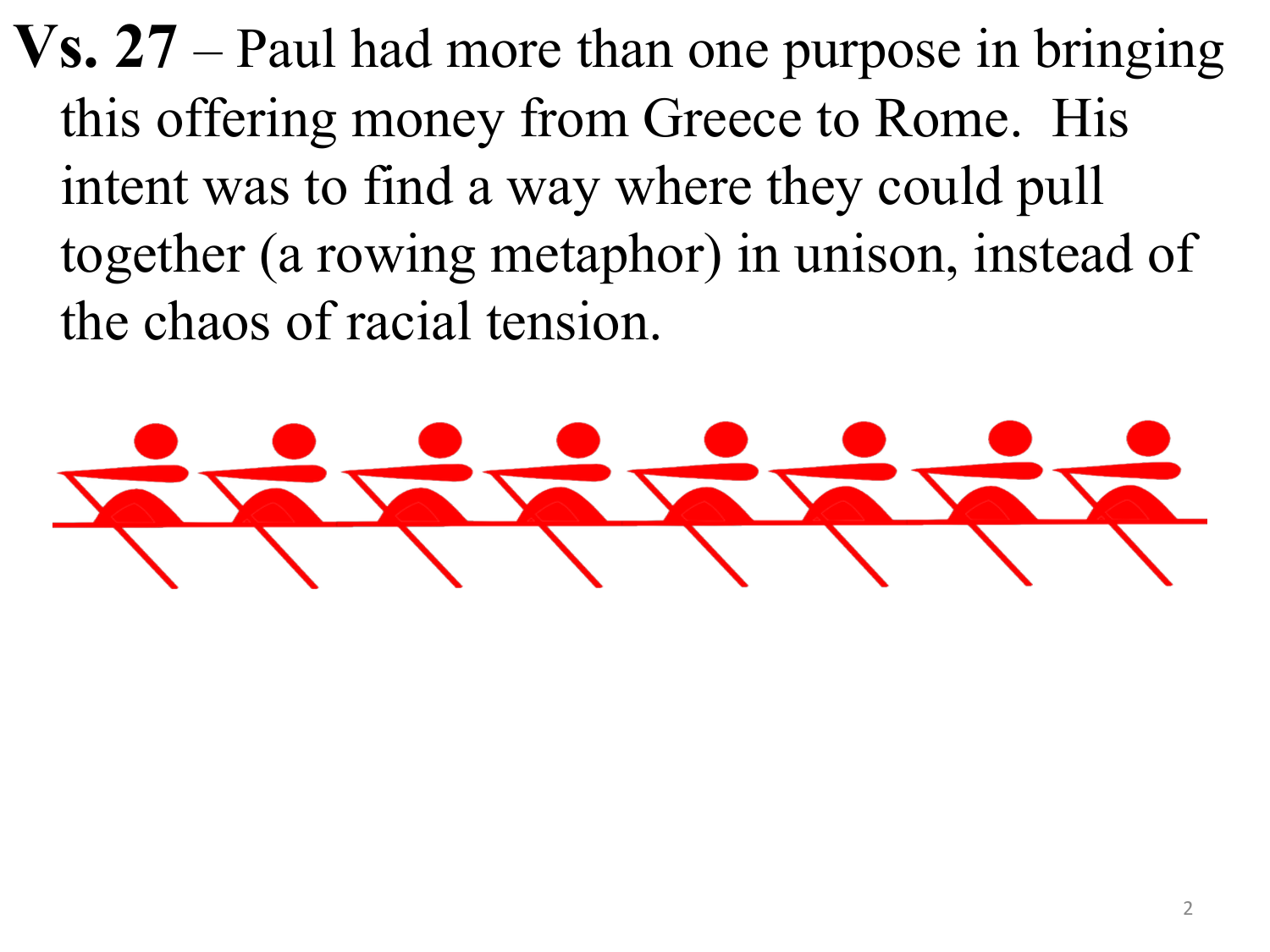**Vs. 27** – Paul had more than one purpose in bringing this offering money from Greece to Rome. His intent was to find a way where they could pull together (a rowing metaphor) in unison, instead of the chaos of racial tension.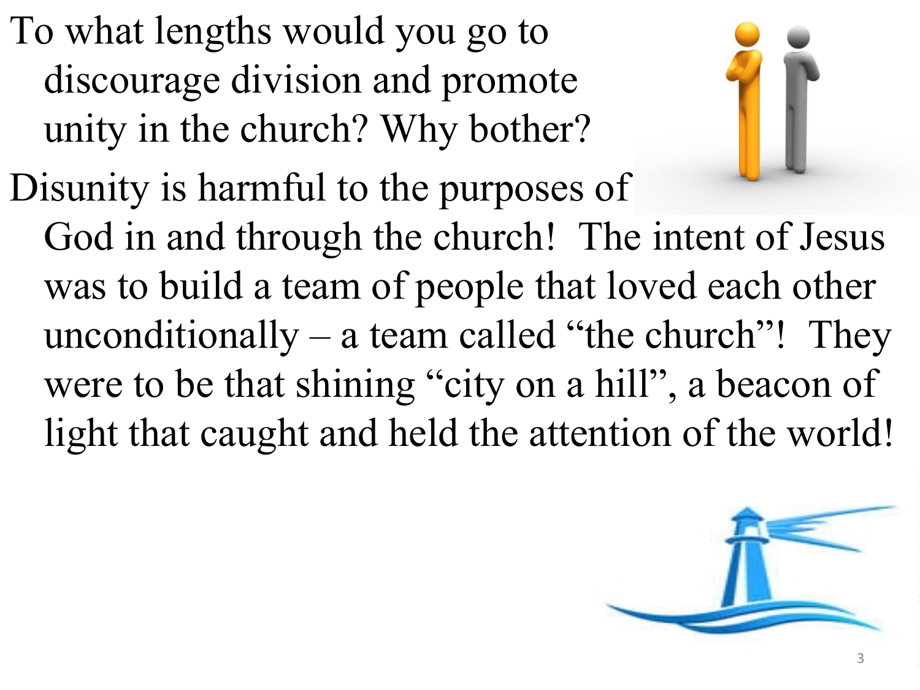To what lengths would you go to discourage division and promote unity in the church? Why bother?

Disunity is harmful to the purposes of God in and through the church! The intent of Jesus was to build a team of people that loved each other unconditionally – a team called "the church"! They were to be that shining "city on a hill", a beacon of light that caught and held the attention of the world!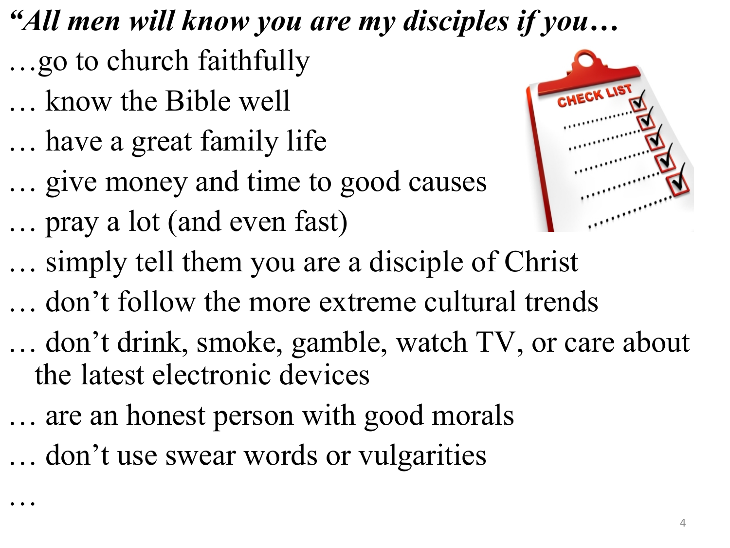***"All men will know you are my disciples if you…***

…go to church faithfully

… know the Bible well

… have a great family life

… give money and time to good causes

… pray a lot (and even fast)

… simply tell them you are a disciple of Christ

… don't follow the more extreme cultural trends

… don't drink, smoke, gamble, watch TV, or care about the latest electronic devices

… are an honest person with good morals

… don't use swear words or vulgarities

…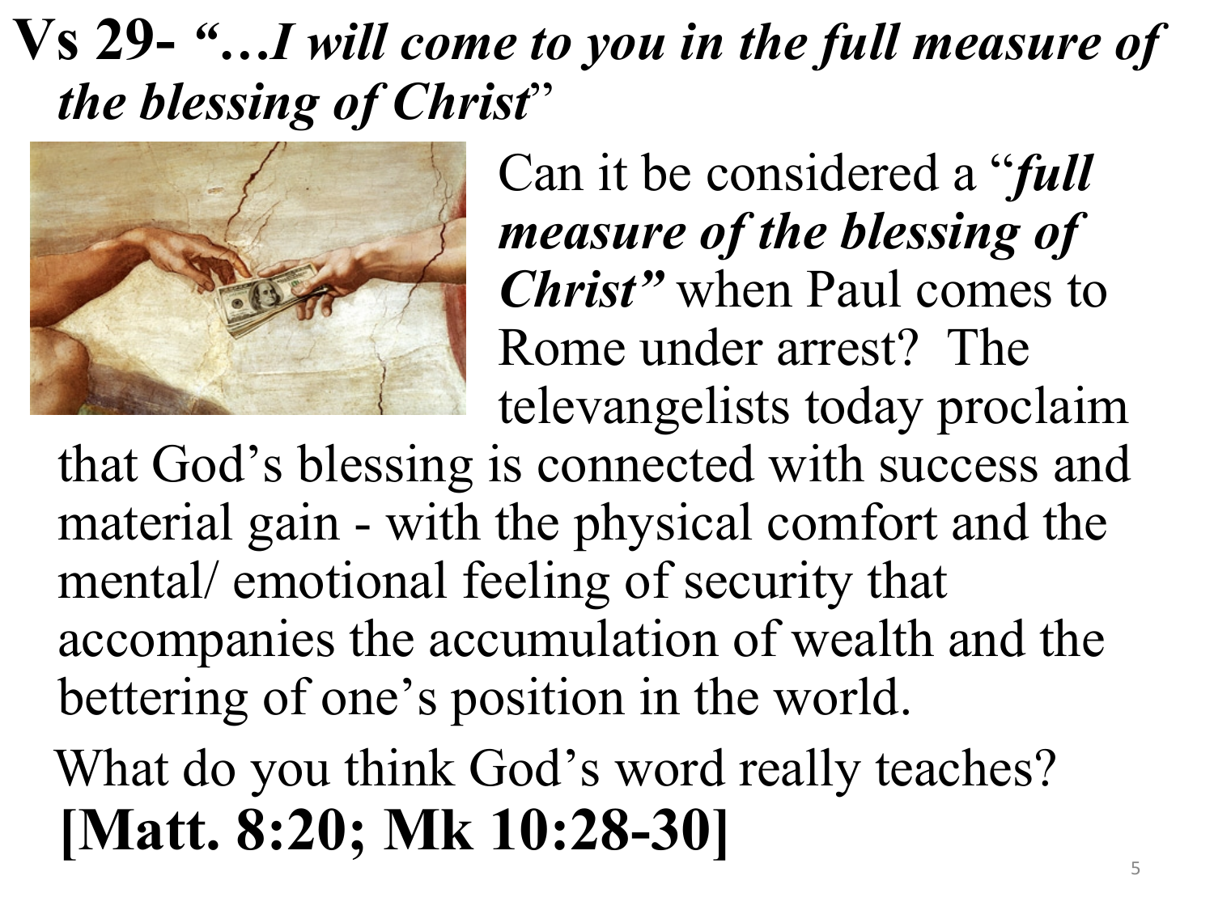# Vs 29- *"…I will come to you in the full measure of the blessing of Christ"*

Can it be considered a "***full measure of the blessing of Christ"*** when Paul comes to Rome under arrest? The televangelists today proclaim that God's blessing is connected with success and material gain - with the physical comfort and the mental/ emotional feeling of security that accompanies the accumulation of wealth and the bettering of one's position in the world.

What do you think God's word really teaches? **[Matt. 8:20; Mk 10:28-30]**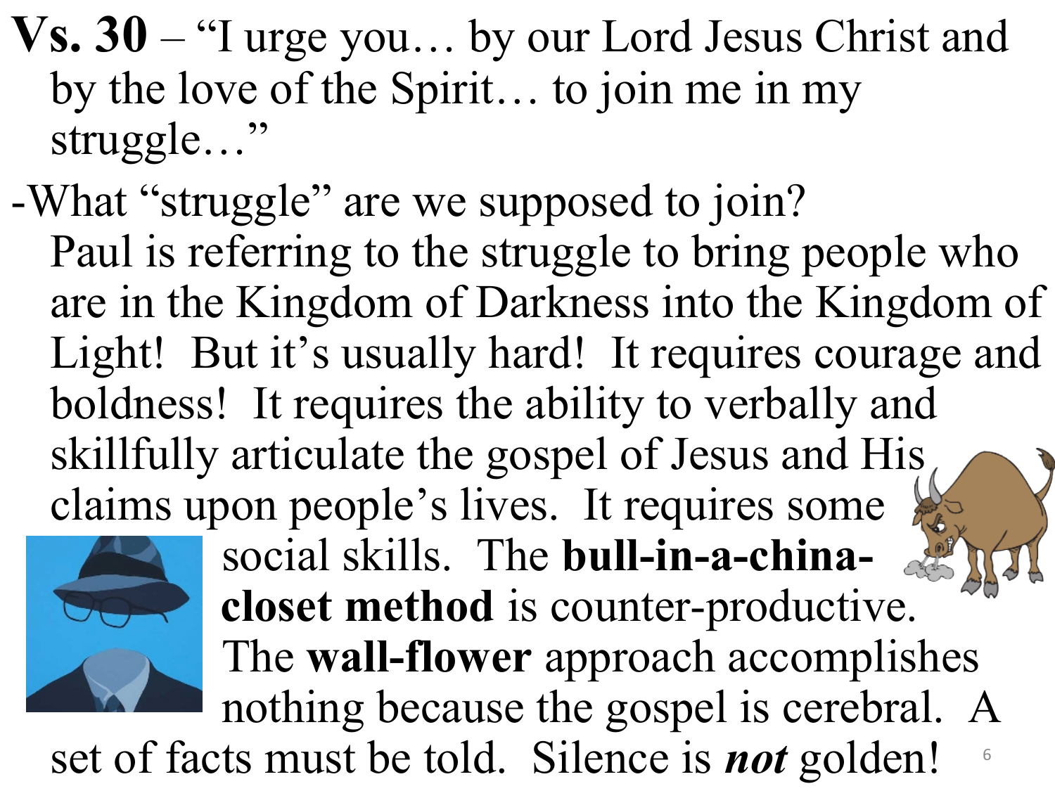**Vs. 30** – "I urge you… by our Lord Jesus Christ and by the love of the Spirit… to join me in my struggle…"

-What "struggle" are we supposed to join? Paul is referring to the struggle to bring people who are in the Kingdom of Darkness into the Kingdom of Light! But it's usually hard! It requires courage and boldness! It requires the ability to verbally and skillfully articulate the gospel of Jesus and His claims upon people's lives. It requires some social skills. The **bull-in-a-china-closet method** is counter-productive. The **wall-flower** approach accomplishes nothing because the gospel is cerebral. A set of facts must be told. Silence is ***not*** golden!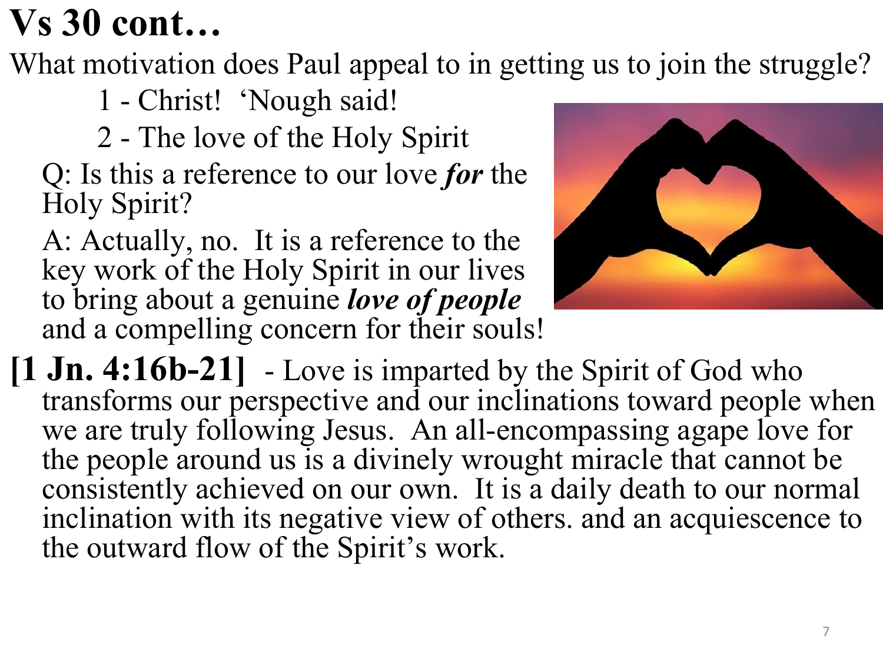# Vs 30 cont…

What motivation does Paul appeal to in getting us to join the struggle?

1 - Christ!  'Nough said!

2 - The love of the Holy Spirit

Q: Is this a reference to our love ***for*** the Holy Spirit?

A: Actually, no.  It is a reference to the key work of the Holy Spirit in our lives to bring about a genuine ***love of people*** and a compelling concern for their souls!

**[1 Jn. 4:16b-21]** - Love is imparted by the Spirit of God who transforms our perspective and our inclinations toward people when we are truly following Jesus.  An all-encompassing agape love for the people around us is a divinely wrought miracle that cannot be consistently achieved on our own.  It is a daily death to our normal inclination with its negative view of others. and an acquiescence to the outward flow of the Spirit's work.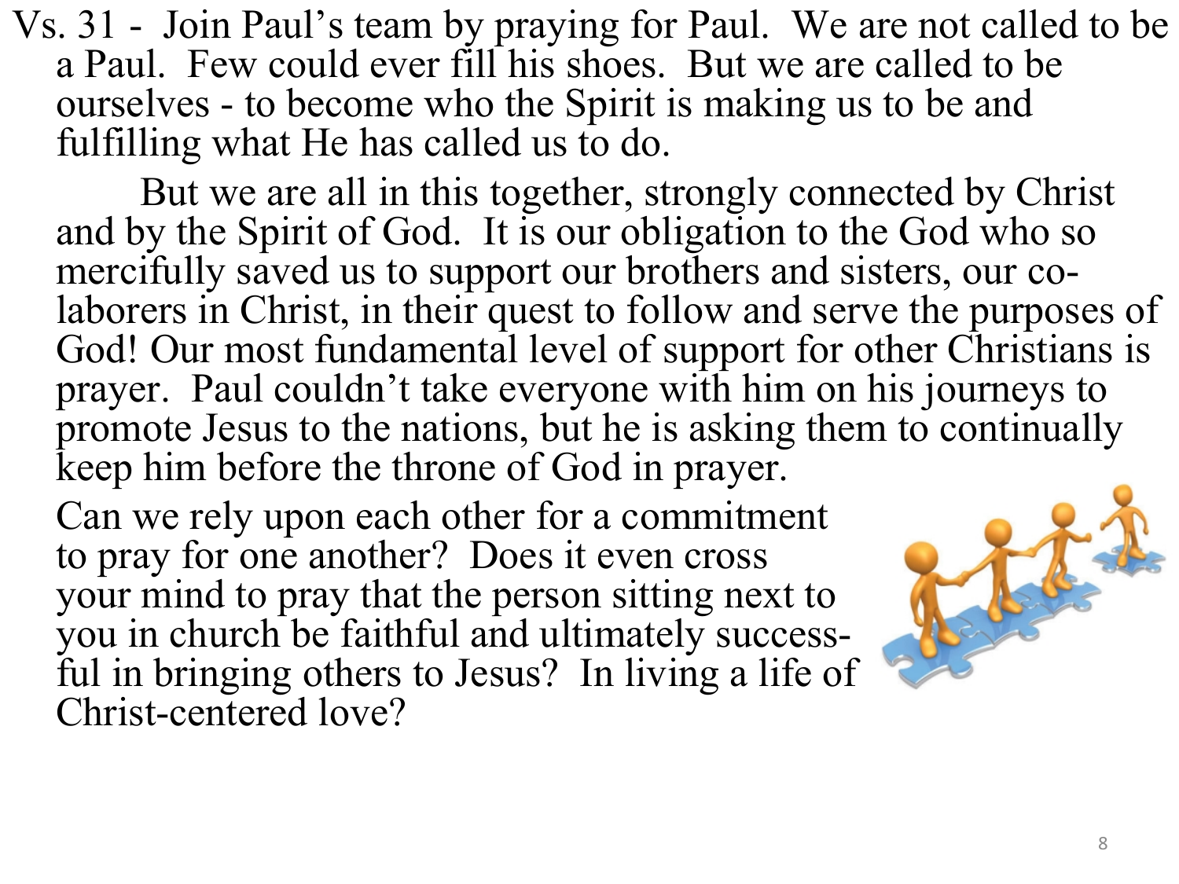Vs. 31 - Join Paul's team by praying for Paul. We are not called to be a Paul. Few could ever fill his shoes. But we are called to be ourselves - to become who the Spirit is making us to be and fulfilling what He has called us to do.

But we are all in this together, strongly connected by Christ and by the Spirit of God. It is our obligation to the God who so mercifully saved us to support our brothers and sisters, our co-laborers in Christ, in their quest to follow and serve the purposes of God! Our most fundamental level of support for other Christians is prayer. Paul couldn't take everyone with him on his journeys to promote Jesus to the nations, but he is asking them to continually keep him before the throne of God in prayer.

Can we rely upon each other for a commitment to pray for one another? Does it even cross your mind to pray that the person sitting next to you in church be faithful and ultimately successful in bringing others to Jesus? In living a life of Christ-centered love?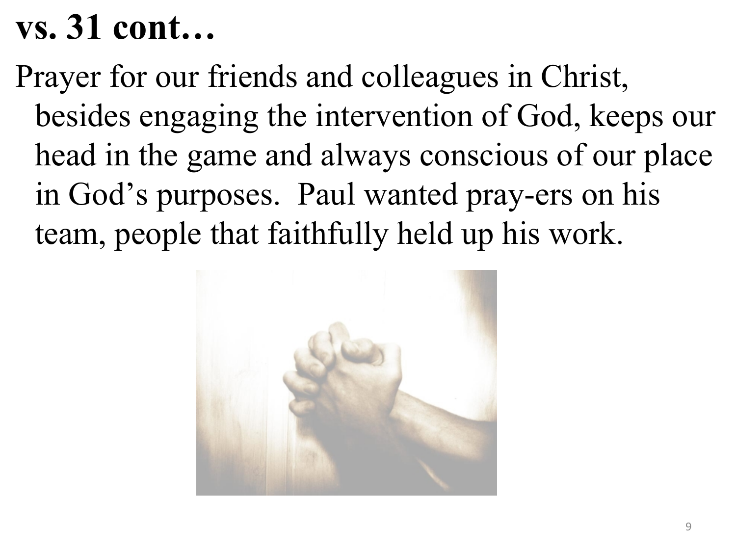# vs. 31 cont…

Prayer for our friends and colleagues in Christ, besides engaging the intervention of God, keeps our head in the game and always conscious of our place in God's purposes. Paul wanted pray-ers on his team, people that faithfully held up his work.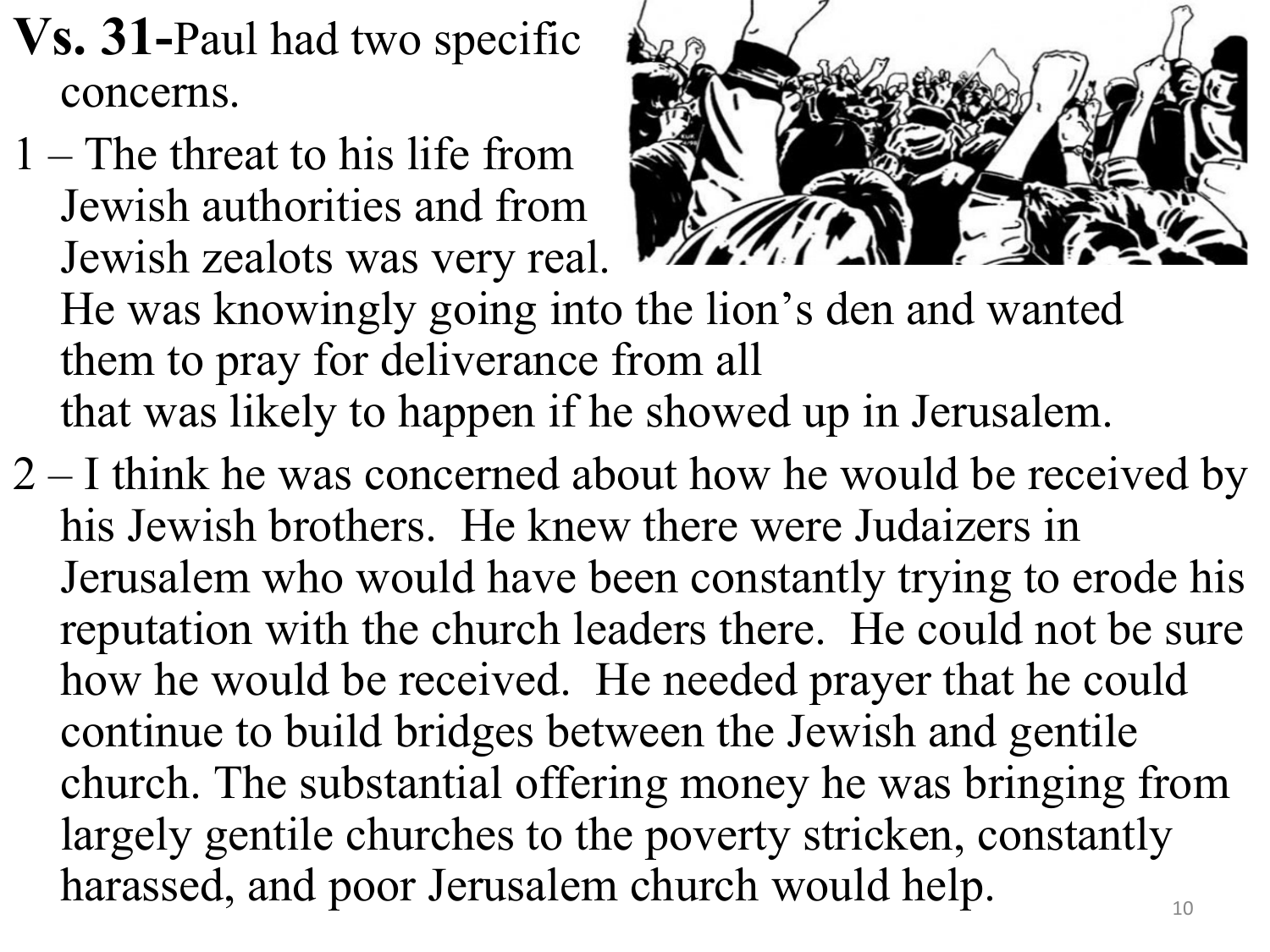**Vs. 31-**Paul had two specific concerns.

1 – The threat to his life from Jewish authorities and from Jewish zealots was very real. He was knowingly going into the lion's den and wanted them to pray for deliverance from all that was likely to happen if he showed up in Jerusalem.

2 – I think he was concerned about how he would be received by his Jewish brothers. He knew there were Judaizers in Jerusalem who would have been constantly trying to erode his reputation with the church leaders there. He could not be sure how he would be received. He needed prayer that he could continue to build bridges between the Jewish and gentile church. The substantial offering money he was bringing from largely gentile churches to the poverty stricken, constantly harassed, and poor Jerusalem church would help.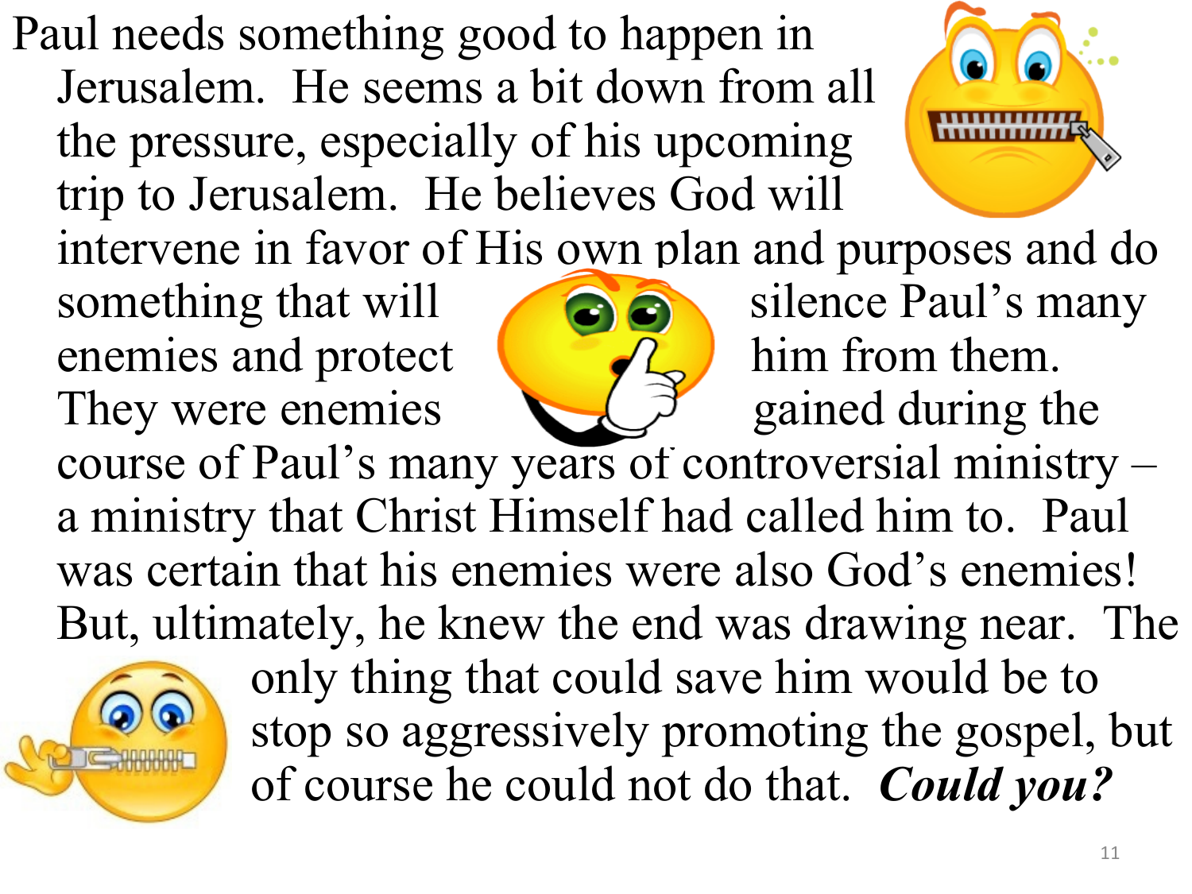Paul needs something good to happen in Jerusalem. He seems a bit down from all the pressure, especially of his upcoming trip to Jerusalem. He believes God will intervene in favor of His own plan and purposes and do something that will silence Paul's many enemies and protect him from them. They were enemies gained during the course of Paul's many years of controversial ministry – a ministry that Christ Himself had called him to. Paul was certain that his enemies were also God's enemies! But, ultimately, he knew the end was drawing near. The only thing that could save him would be to stop so aggressively promoting the gospel, but of course he could not do that. ***Could you?***